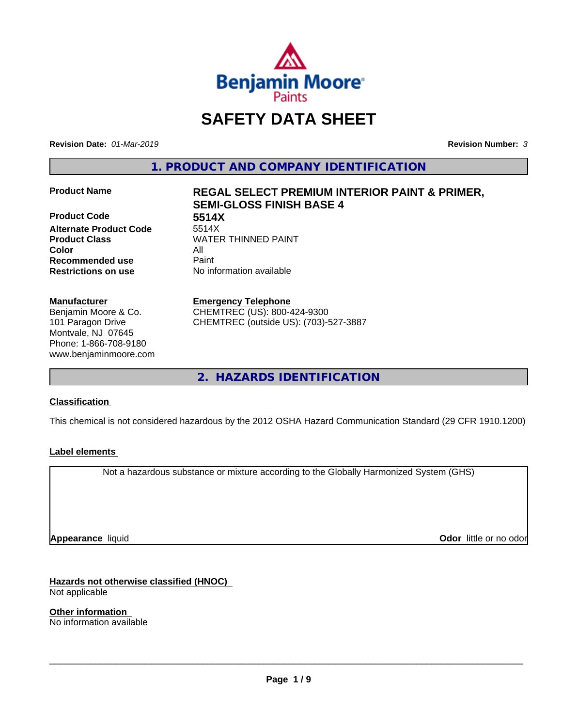# SAFETY DATA SHEET

**Revision Date:** *01-Mar-2019* **Revision Number:** *3*

## 1. PRODUCT AND COMPANY IDENTIFICATION

| | |
|---|---|
| **Product Name** | **REGAL SELECT PREMIUM INTERIOR PAINT & PRIMER, SEMI-GLOSS FINISH BASE 4** |
| **Product Code** | **5514X** |
| **Alternate Product Code** | 5514X |
| **Product Class** | WATER THINNED PAINT |
| **Color** | All |
| **Recommended use** | Paint |
| **Restrictions on use** | No information available |

**Manufacturer**
Benjamin Moore & Co.
101 Paragon Drive
Montvale, NJ 07645
Phone: 1-866-708-9180
www.benjaminmoore.com

**Emergency Telephone**
CHEMTREC (US): 800-424-9300
CHEMTREC (outside US): (703)-527-3887

## 2. HAZARDS IDENTIFICATION

### Classification

This chemical is not considered hazardous by the 2012 OSHA Hazard Communication Standard (29 CFR 1910.1200)

### Label elements

Not a hazardous substance or mixture according to the Globally Harmonized System (GHS)

**Appearance** liquid **Odor** little or no odor

### Hazards not otherwise classified (HNOC)

Not applicable

### Other information

No information available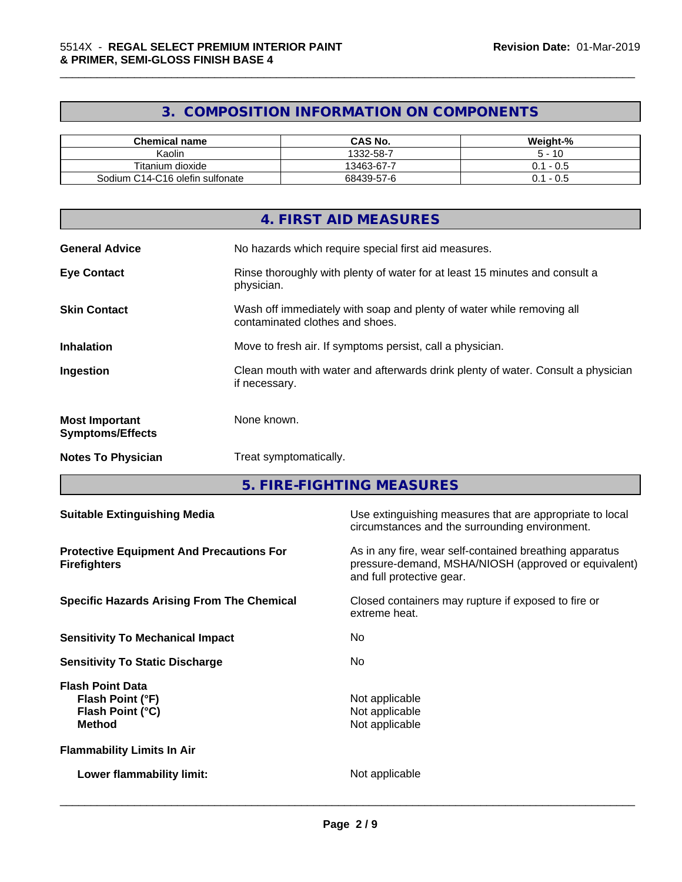## 3. COMPOSITION INFORMATION ON COMPONENTS

| Chemical name | CAS No. | Weight-% |
|---|---|---|
| Kaolin | 1332-58-7 | 5 - 10 |
| Titanium dioxide | 13463-67-7 | 0.1 - 0.5 |
| Sodium C14-C16 olefin sulfonate | 68439-57-6 | 0.1 - 0.5 |

## 4. FIRST AID MEASURES

**General Advice** No hazards which require special first aid measures.

**Eye Contact** Rinse thoroughly with plenty of water for at least 15 minutes and consult a physician.

**Skin Contact** Wash off immediately with soap and plenty of water while removing all contaminated clothes and shoes.

**Inhalation** Move to fresh air. If symptoms persist, call a physician.

**Ingestion** Clean mouth with water and afterwards drink plenty of water. Consult a physician if necessary.

**Most Important Symptoms/Effects** None known.

**Notes To Physician** Treat symptomatically.

## 5. FIRE-FIGHTING MEASURES

**Suitable Extinguishing Media** Use extinguishing measures that are appropriate to local circumstances and the surrounding environment.

**Protective Equipment And Precautions For Firefighters** As in any fire, wear self-contained breathing apparatus pressure-demand, MSHA/NIOSH (approved or equivalent) and full protective gear.

**Specific Hazards Arising From The Chemical** Closed containers may rupture if exposed to fire or extreme heat.

**Sensitivity To Mechanical Impact** No

**Sensitivity To Static Discharge** No

**Flash Point Data**
**Flash Point (°F)** Not applicable
**Flash Point (°C)** Not applicable
**Method** Not applicable

**Flammability Limits In Air**

**Lower flammability limit:** Not applicable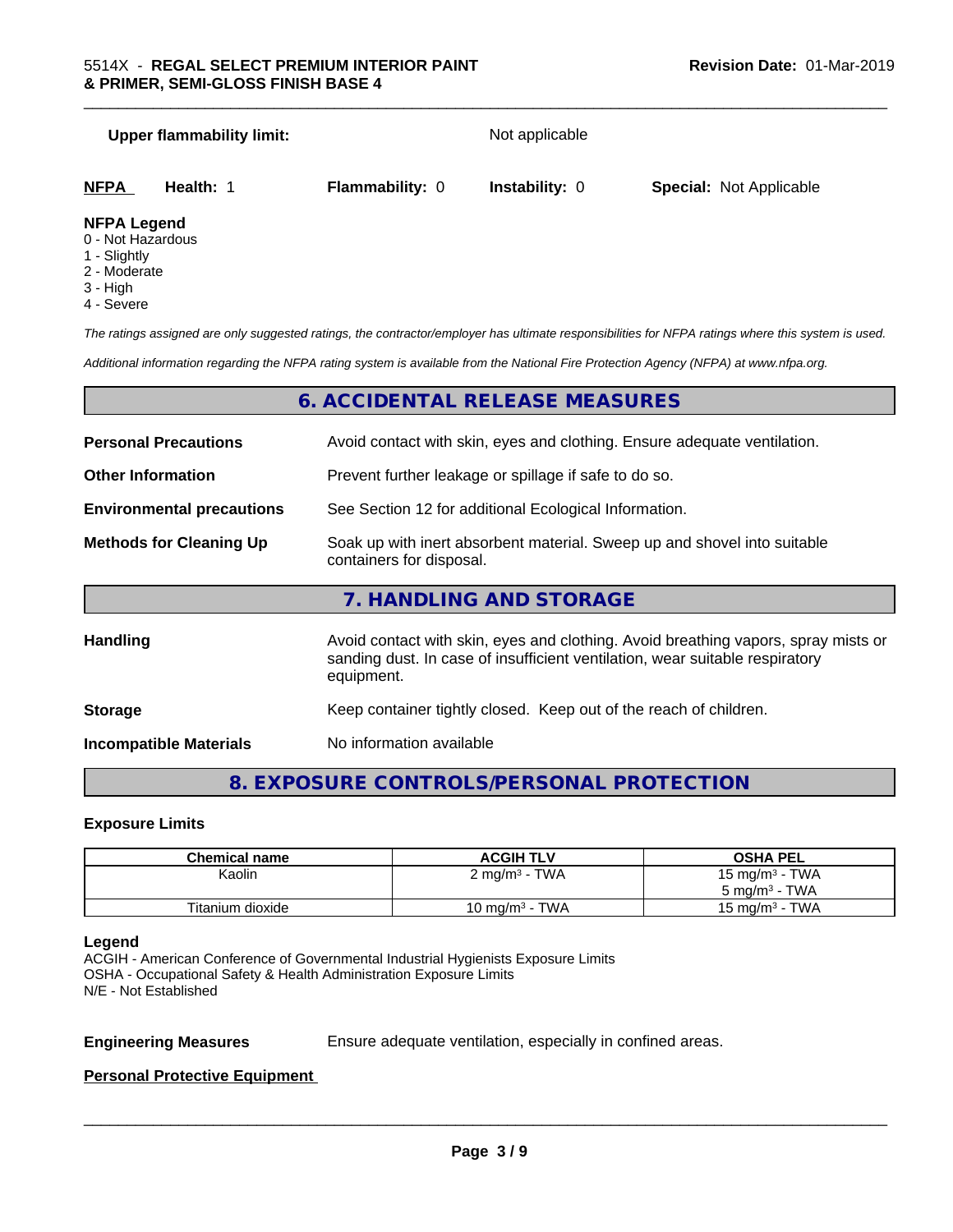**Upper flammability limit:** Not applicable

| **NFPA** | **Health:** 1 | **Flammability:** 0 | **Instability:** 0 | **Special:** Not Applicable |
|---|---|---|---|---|

**NFPA Legend**
0 - Not Hazardous
1 - Slightly
2 - Moderate
3 - High
4 - Severe

*The ratings assigned are only suggested ratings, the contractor/employer has ultimate responsibilities for NFPA ratings where this system is used.*

*Additional information regarding the NFPA rating system is available from the National Fire Protection Agency (NFPA) at www.nfpa.org.*

## 6. ACCIDENTAL RELEASE MEASURES

**Personal Precautions** Avoid contact with skin, eyes and clothing. Ensure adequate ventilation.

**Other Information** Prevent further leakage or spillage if safe to do so.

**Environmental precautions** See Section 12 for additional Ecological Information.

**Methods for Cleaning Up** Soak up with inert absorbent material. Sweep up and shovel into suitable containers for disposal.

## 7. HANDLING AND STORAGE

**Handling** Avoid contact with skin, eyes and clothing. Avoid breathing vapors, spray mists or sanding dust. In case of insufficient ventilation, wear suitable respiratory equipment.

**Storage** Keep container tightly closed. Keep out of the reach of children.

**Incompatible Materials** No information available

## 8. EXPOSURE CONTROLS/PERSONAL PROTECTION

### Exposure Limits

| Chemical name | ACGIH TLV | OSHA PEL |
|---|---|---|
| Kaolin | 2 mg/m³ - TWA | 15 mg/m³ - TWA<br>5 mg/m³ - TWA |
| Titanium dioxide | 10 mg/m³ - TWA | 15 mg/m³ - TWA |

**Legend**
ACGIH - American Conference of Governmental Industrial Hygienists Exposure Limits
OSHA - Occupational Safety & Health Administration Exposure Limits
N/E - Not Established

**Engineering Measures** Ensure adequate ventilation, especially in confined areas.

**Personal Protective Equipment**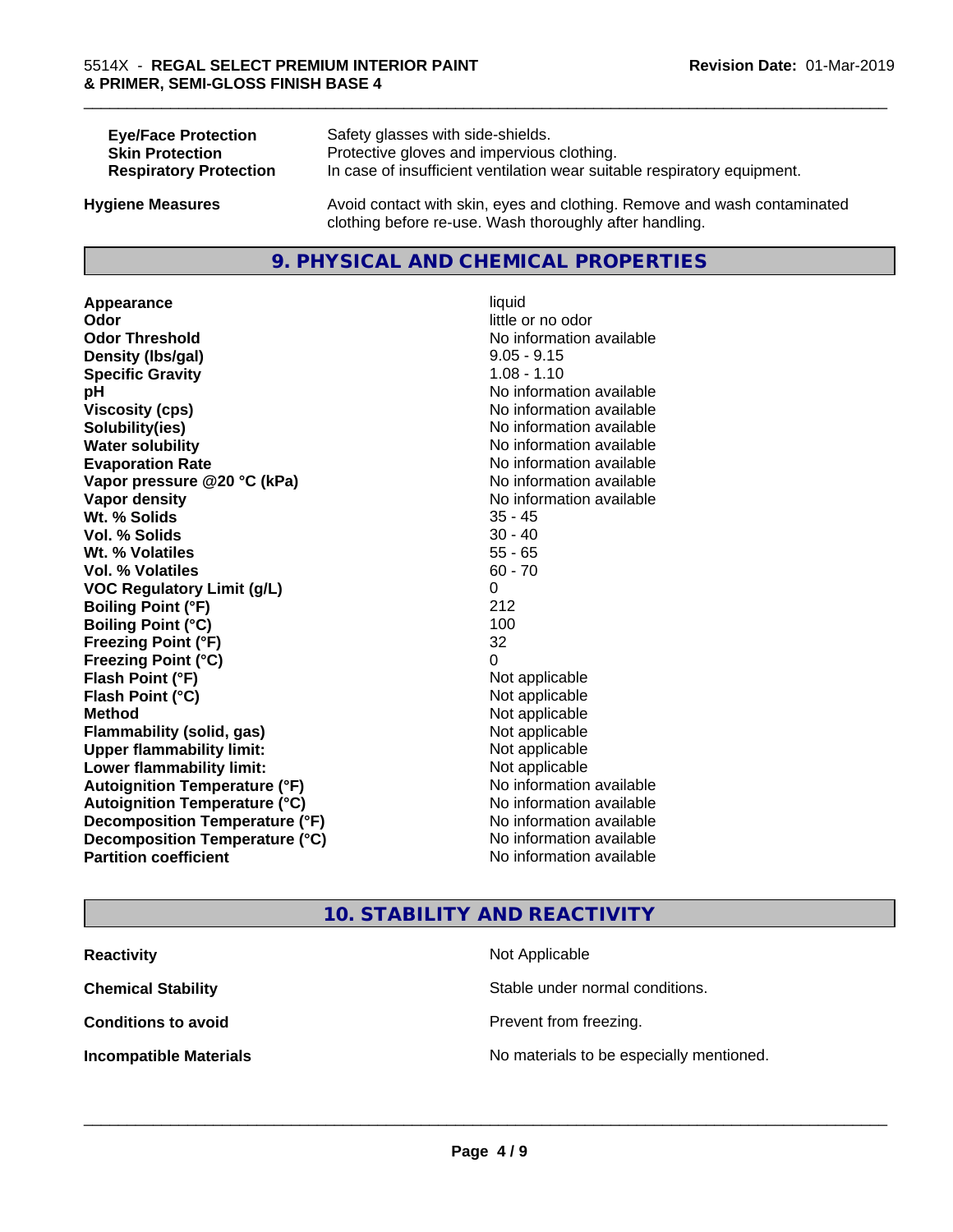| | |
|---|---|
| **Eye/Face Protection** | Safety glasses with side-shields. |
| **Skin Protection** | Protective gloves and impervious clothing. |
| **Respiratory Protection** | In case of insufficient ventilation wear suitable respiratory equipment. |

**Hygiene Measures** Avoid contact with skin, eyes and clothing. Remove and wash contaminated clothing before re-use. Wash thoroughly after handling.

## 9. PHYSICAL AND CHEMICAL PROPERTIES

| | |
|---|---|
| **Appearance** | liquid |
| **Odor** | little or no odor |
| **Odor Threshold** | No information available |
| **Density (lbs/gal)** | 9.05 - 9.15 |
| **Specific Gravity** | 1.08 - 1.10 |
| **pH** | No information available |
| **Viscosity (cps)** | No information available |
| **Solubility(ies)** | No information available |
| **Water solubility** | No information available |
| **Evaporation Rate** | No information available |
| **Vapor pressure @20 °C (kPa)** | No information available |
| **Vapor density** | No information available |
| **Wt. % Solids** | 35 - 45 |
| **Vol. % Solids** | 30 - 40 |
| **Wt. % Volatiles** | 55 - 65 |
| **Vol. % Volatiles** | 60 - 70 |
| **VOC Regulatory Limit (g/L)** | 0 |
| **Boiling Point (°F)** | 212 |
| **Boiling Point (°C)** | 100 |
| **Freezing Point (°F)** | 32 |
| **Freezing Point (°C)** | 0 |
| **Flash Point (°F)** | Not applicable |
| **Flash Point (°C)** | Not applicable |
| **Method** | Not applicable |
| **Flammability (solid, gas)** | Not applicable |
| **Upper flammability limit:** | Not applicable |
| **Lower flammability limit:** | Not applicable |
| **Autoignition Temperature (°F)** | No information available |
| **Autoignition Temperature (°C)** | No information available |
| **Decomposition Temperature (°F)** | No information available |
| **Decomposition Temperature (°C)** | No information available |
| **Partition coefficient** | No information available |

## 10. STABILITY AND REACTIVITY

| | |
|---|---|
| **Reactivity** | Not Applicable |
| **Chemical Stability** | Stable under normal conditions. |
| **Conditions to avoid** | Prevent from freezing. |
| **Incompatible Materials** | No materials to be especially mentioned. |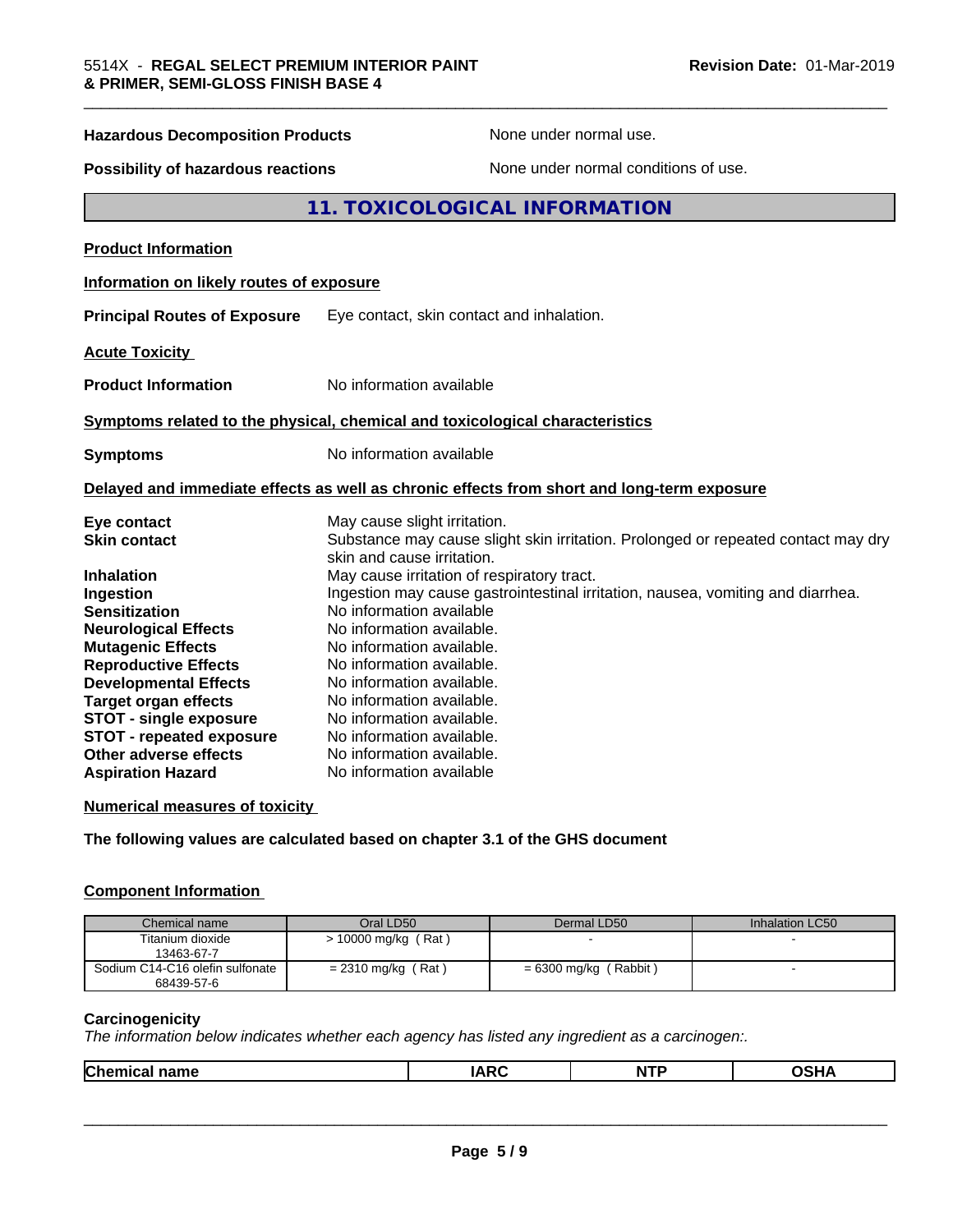**Hazardous Decomposition Products** None under normal use.

**Possibility of hazardous reactions** None under normal conditions of use.

## 11. TOXICOLOGICAL INFORMATION

**Product Information**

**Information on likely routes of exposure**

**Principal Routes of Exposure** Eye contact, skin contact and inhalation.

**Acute Toxicity**

**Product Information** No information available

**Symptoms related to the physical, chemical and toxicological characteristics**

**Symptoms** No information available

**Delayed and immediate effects as well as chronic effects from short and long-term exposure**

**Eye contact** May cause slight irritation.
**Skin contact** Substance may cause slight skin irritation. Prolonged or repeated contact may dry skin and cause irritation.
**Inhalation** May cause irritation of respiratory tract.
**Ingestion** Ingestion may cause gastrointestinal irritation, nausea, vomiting and diarrhea.
**Sensitization** No information available
**Neurological Effects** No information available.
**Mutagenic Effects** No information available.
**Reproductive Effects** No information available.
**Developmental Effects** No information available.
**Target organ effects** No information available.
**STOT - single exposure** No information available.
**STOT - repeated exposure** No information available.
**Other adverse effects** No information available.
**Aspiration Hazard** No information available

**Numerical measures of toxicity**

**The following values are calculated based on chapter 3.1 of the GHS document**

**Component Information**

| Chemical name | Oral LD50 | Dermal LD50 | Inhalation LC50 |
|---|---|---|---|
| Titanium dioxide 13463-67-7 | > 10000 mg/kg ( Rat ) | - | - |
| Sodium C14-C16 olefin sulfonate 68439-57-6 | = 2310 mg/kg ( Rat ) | = 6300 mg/kg ( Rabbit ) | - |

**Carcinogenicity**

*The information below indicates whether each agency has listed any ingredient as a carcinogen:.*

| Chemical name | IARC | NTP | OSHA |
|---|---|---|---|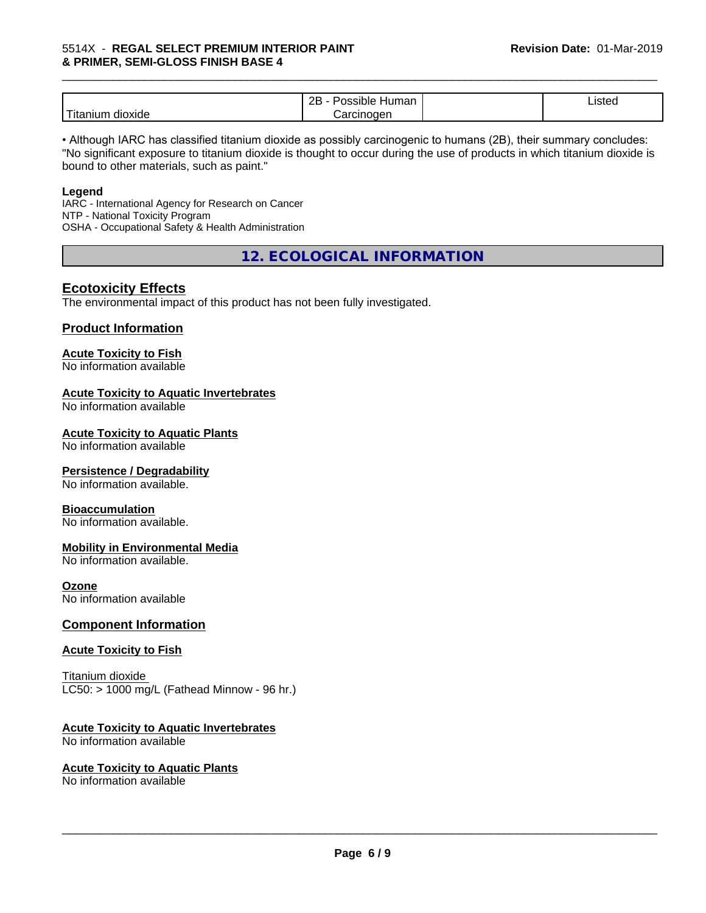| Titanium dioxide | 2B - Possible Human Carcinogen | | Listed |
|---|---|---|---|

• Although IARC has classified titanium dioxide as possibly carcinogenic to humans (2B), their summary concludes: "No significant exposure to titanium dioxide is thought to occur during the use of products in which titanium dioxide is bound to other materials, such as paint."

**Legend**

IARC - International Agency for Research on Cancer
NTP - National Toxicity Program
OSHA - Occupational Safety & Health Administration

## 12. ECOLOGICAL INFORMATION

### Ecotoxicity Effects

The environmental impact of this product has not been fully investigated.

### Product Information

**Acute Toxicity to Fish**
No information available

**Acute Toxicity to Aquatic Invertebrates**
No information available

**Acute Toxicity to Aquatic Plants**
No information available

**Persistence / Degradability**
No information available.

**Bioaccumulation**
No information available.

**Mobility in Environmental Media**
No information available.

**Ozone**
No information available

### Component Information

**Acute Toxicity to Fish**

Titanium dioxide
LC50: > 1000 mg/L (Fathead Minnow - 96 hr.)

**Acute Toxicity to Aquatic Invertebrates**
No information available

**Acute Toxicity to Aquatic Plants**
No information available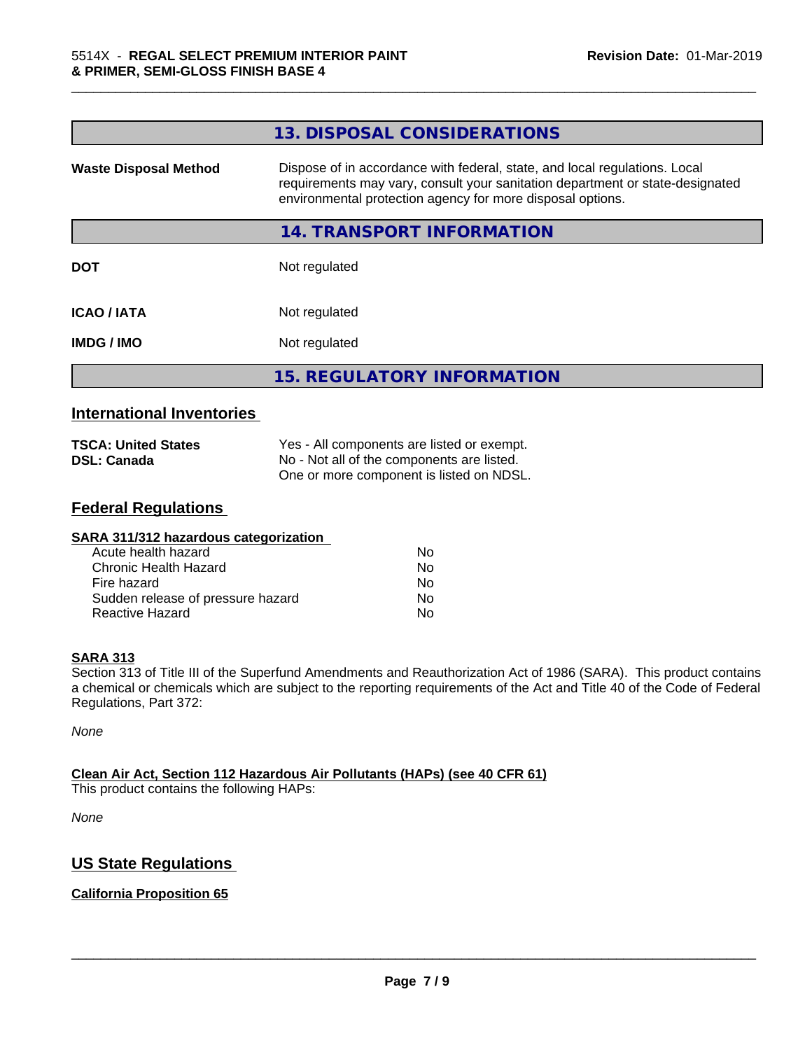## 13. DISPOSAL CONSIDERATIONS

| | |
|---|---|
| **Waste Disposal Method** | Dispose of in accordance with federal, state, and local regulations. Local requirements may vary, consult your sanitation department or state-designated environmental protection agency for more disposal options. |

## 14. TRANSPORT INFORMATION

| | |
|---|---|
| **DOT** | Not regulated |
| **ICAO / IATA** | Not regulated |
| **IMDG / IMO** | Not regulated |

## 15. REGULATORY INFORMATION

### International Inventories

| | |
|---|---|
| **TSCA: United States** | Yes - All components are listed or exempt. |
| **DSL: Canada** | No - Not all of the components are listed. One or more component is listed on NDSL. |

### Federal Regulations

**SARA 311/312 hazardous categorization**

| | |
|---|---|
| Acute health hazard | No |
| Chronic Health Hazard | No |
| Fire hazard | No |
| Sudden release of pressure hazard | No |
| Reactive Hazard | No |

**SARA 313**

Section 313 of Title III of the Superfund Amendments and Reauthorization Act of 1986 (SARA). This product contains a chemical or chemicals which are subject to the reporting requirements of the Act and Title 40 of the Code of Federal Regulations, Part 372:

*None*

**Clean Air Act, Section 112 Hazardous Air Pollutants (HAPs) (see 40 CFR 61)**

This product contains the following HAPs:

*None*

### US State Regulations

**California Proposition 65**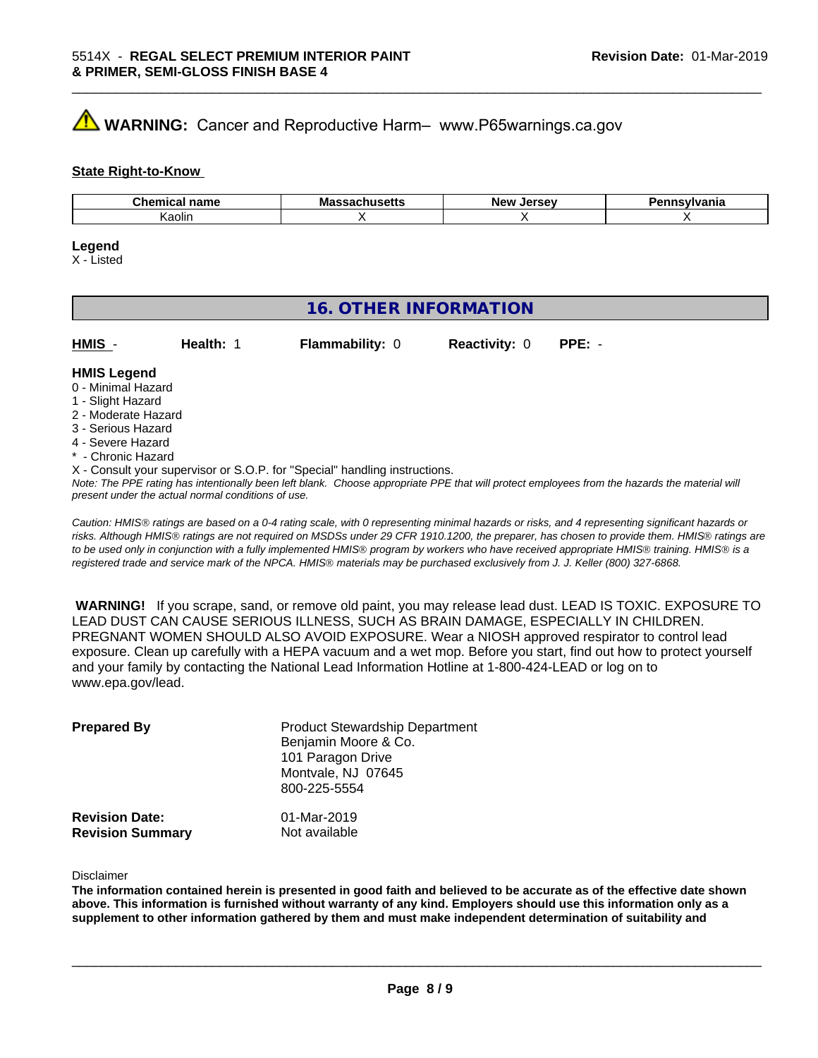**WARNING:** Cancer and Reproductive Harm– www.P65warnings.ca.gov

**State Right-to-Know**

| Chemical name | Massachusetts | New Jersey | Pennsylvania |
|---|---|---|---|
| Kaolin | X | X | X |

**Legend**
X - Listed

## 16. OTHER INFORMATION

**HMIS** - **Health:** 1 **Flammability:** 0 **Reactivity:** 0 **PPE:** -

**HMIS Legend**
0 - Minimal Hazard
1 - Slight Hazard
2 - Moderate Hazard
3 - Serious Hazard
4 - Severe Hazard
* - Chronic Hazard
X - Consult your supervisor or S.O.P. for "Special" handling instructions.

*Note: The PPE rating has intentionally been left blank. Choose appropriate PPE that will protect employees from the hazards the material will present under the actual normal conditions of use.*

*Caution: HMIS® ratings are based on a 0-4 rating scale, with 0 representing minimal hazards or risks, and 4 representing significant hazards or risks. Although HMIS® ratings are not required on MSDSs under 29 CFR 1910.1200, the preparer, has chosen to provide them. HMIS® ratings are to be used only in conjunction with a fully implemented HMIS® program by workers who have received appropriate HMIS® training. HMIS® is a registered trade and service mark of the NPCA. HMIS® materials may be purchased exclusively from J. J. Keller (800) 327-6868.*

**WARNING!** If you scrape, sand, or remove old paint, you may release lead dust. LEAD IS TOXIC. EXPOSURE TO LEAD DUST CAN CAUSE SERIOUS ILLNESS, SUCH AS BRAIN DAMAGE, ESPECIALLY IN CHILDREN. PREGNANT WOMEN SHOULD ALSO AVOID EXPOSURE. Wear a NIOSH approved respirator to control lead exposure. Clean up carefully with a HEPA vacuum and a wet mop. Before you start, find out how to protect yourself and your family by contacting the National Lead Information Hotline at 1-800-424-LEAD or log on to www.epa.gov/lead.

**Prepared By**
Product Stewardship Department
Benjamin Moore & Co.
101 Paragon Drive
Montvale, NJ 07645
800-225-5554

**Revision Date:** 01-Mar-2019
**Revision Summary** Not available

Disclaimer

**The information contained herein is presented in good faith and believed to be accurate as of the effective date shown above. This information is furnished without warranty of any kind. Employers should use this information only as a supplement to other information gathered by them and must make independent determination of suitability and**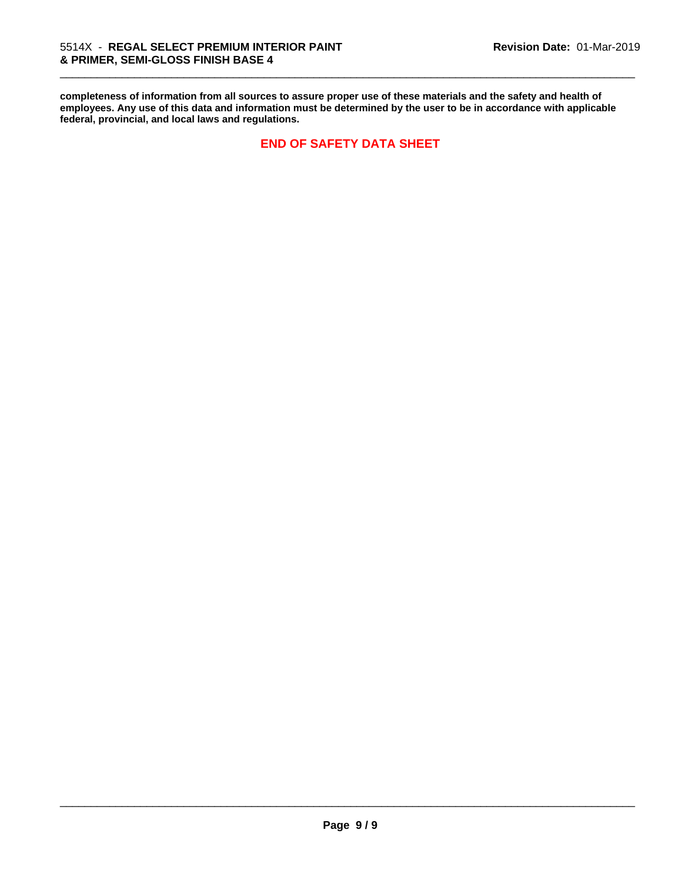**completeness of information from all sources to assure proper use of these materials and the safety and health of employees. Any use of this data and information must be determined by the user to be in accordance with applicable federal, provincial, and local laws and regulations.**

**END OF SAFETY DATA SHEET**